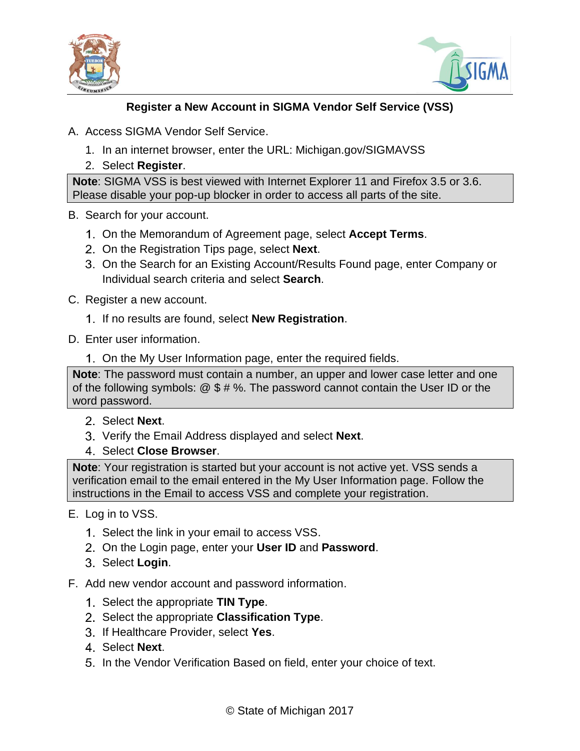# Register a New Account in SIGMA Vendor Self Service (VSS)

A. Access SIGMA Vendor Self Service.

1. In an internet browser, enter the URL: Michigan.gov/SIGMAVSS
2. Select **Register**.

> **Note**: SIGMA VSS is best viewed with Internet Explorer 11 and Firefox 3.5 or 3.6. Please disable your pop-up blocker in order to access all parts of the site.

B. Search for your account.

1. On the Memorandum of Agreement page, select **Accept Terms**.
2. On the Registration Tips page, select **Next**.
3. On the Search for an Existing Account/Results Found page, enter Company or Individual search criteria and select **Search**.

C. Register a new account.

1. If no results are found, select **New Registration**.

D. Enter user information.

1. On the My User Information page, enter the required fields.

> **Note**: The password must contain a number, an upper and lower case letter and one of the following symbols: @ $ # %. The password cannot contain the User ID or the word password.

2. Select **Next**.
3. Verify the Email Address displayed and select **Next**.
4. Select **Close Browser**.

> **Note**: Your registration is started but your account is not active yet. VSS sends a verification email to the email entered in the My User Information page. Follow the instructions in the Email to access VSS and complete your registration.

E. Log in to VSS.

1. Select the link in your email to access VSS.
2. On the Login page, enter your **User ID** and **Password**.
3. Select **Login**.

F. Add new vendor account and password information.

1. Select the appropriate **TIN Type**.
2. Select the appropriate **Classification Type**.
3. If Healthcare Provider, select **Yes**.
4. Select **Next**.
5. In the Vendor Verification Based on field, enter your choice of text.

© State of Michigan 2017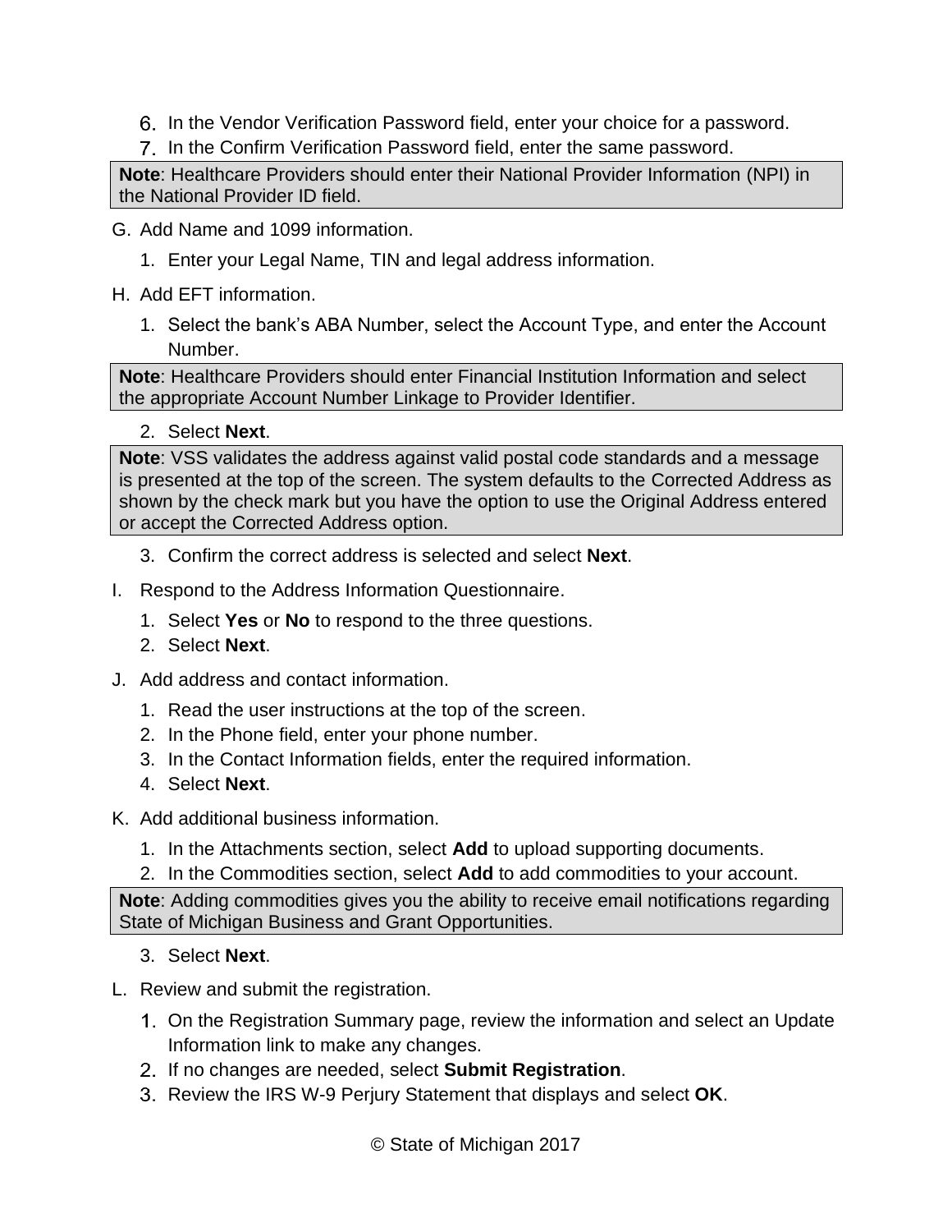6. In the Vendor Verification Password field, enter your choice for a password.
7. In the Confirm Verification Password field, enter the same password.

> **Note**: Healthcare Providers should enter their National Provider Information (NPI) in the National Provider ID field.

G. Add Name and 1099 information.

   1. Enter your Legal Name, TIN and legal address information.

H. Add EFT information.

   1. Select the bank's ABA Number, select the Account Type, and enter the Account Number.

> **Note**: Healthcare Providers should enter Financial Institution Information and select the appropriate Account Number Linkage to Provider Identifier.

   2. Select **Next**.

> **Note**: VSS validates the address against valid postal code standards and a message is presented at the top of the screen. The system defaults to the Corrected Address as shown by the check mark but you have the option to use the Original Address entered or accept the Corrected Address option.

   3. Confirm the correct address is selected and select **Next**.

I. Respond to the Address Information Questionnaire.

   1. Select **Yes** or **No** to respond to the three questions.
   2. Select **Next**.

J. Add address and contact information.

   1. Read the user instructions at the top of the screen.
   2. In the Phone field, enter your phone number.
   3. In the Contact Information fields, enter the required information.
   4. Select **Next**.

K. Add additional business information.

   1. In the Attachments section, select **Add** to upload supporting documents.
   2. In the Commodities section, select **Add** to add commodities to your account.

> **Note**: Adding commodities gives you the ability to receive email notifications regarding State of Michigan Business and Grant Opportunities.

   3. Select **Next**.

L. Review and submit the registration.

   1. On the Registration Summary page, review the information and select an Update Information link to make any changes.
   2. If no changes are needed, select **Submit Registration**.
   3. Review the IRS W-9 Perjury Statement that displays and select **OK**.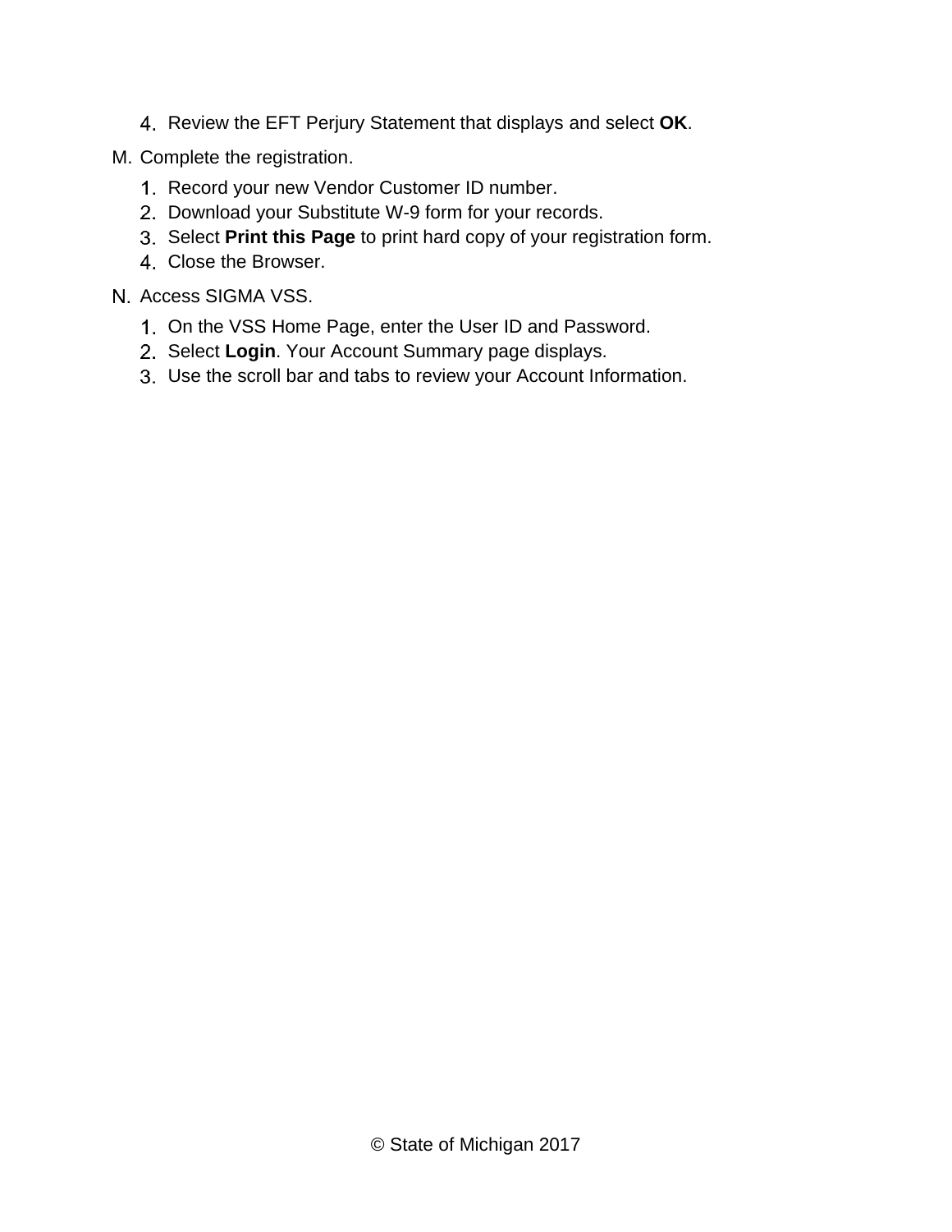4. Review the EFT Perjury Statement that displays and select **OK**.

M. Complete the registration.

1. Record your new Vendor Customer ID number.
2. Download your Substitute W-9 form for your records.
3. Select **Print this Page** to print hard copy of your registration form.
4. Close the Browser.

N. Access SIGMA VSS.

1. On the VSS Home Page, enter the User ID and Password.
2. Select **Login**. Your Account Summary page displays.
3. Use the scroll bar and tabs to review your Account Information.

© State of Michigan 2017